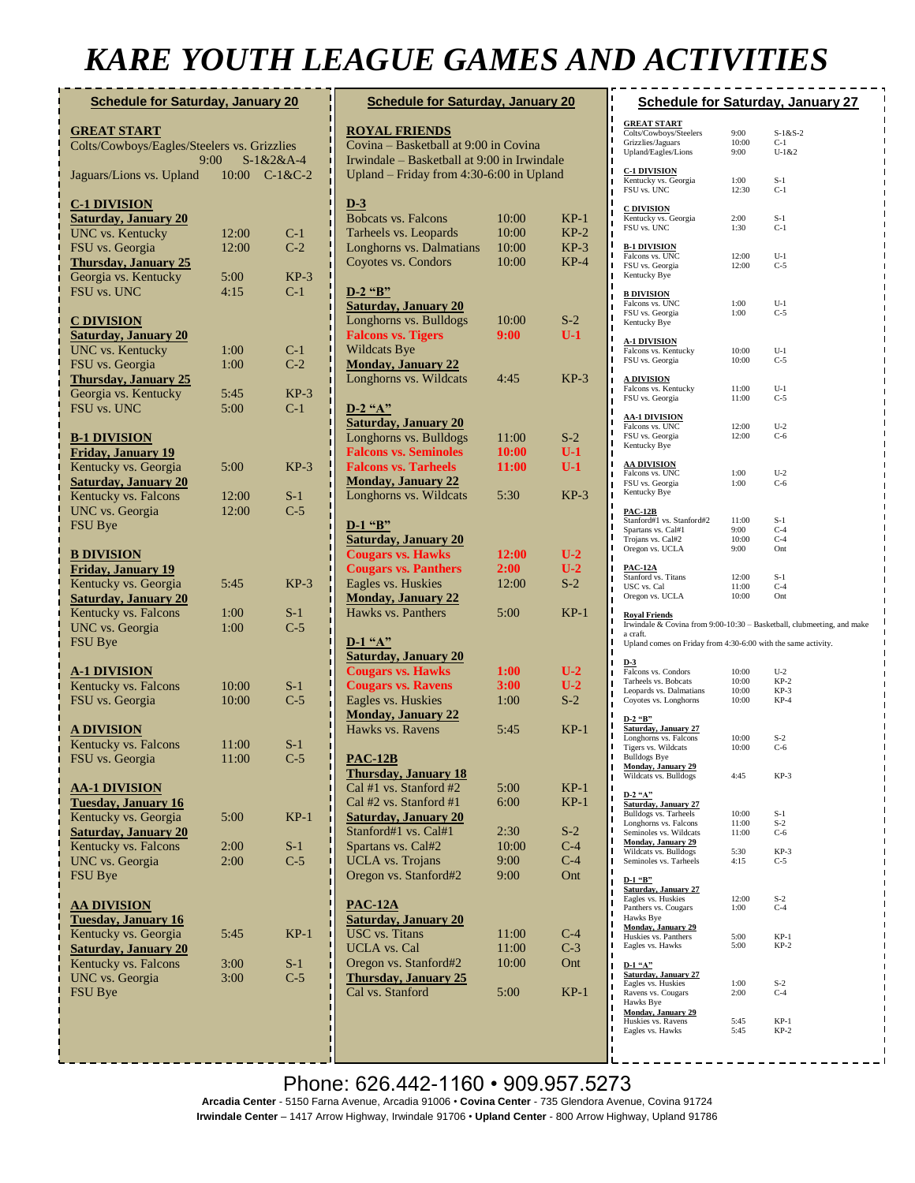# KARE YOUTH LEAGUE GAMES AND ACTIVITIES

## Schedule for Saturday, January 20

**GREAT START**

Colts/Cowboys/Eagles/Steelers vs. Grizzlies 9:00 S-1&2&A-4

Jaguars/Lions vs. Upland 10:00 C-1&C-2

**C-1 DIVISION**

| Saturday, January 20 | | |
|---|---|---|
| UNC vs. Kentucky | 12:00 | C-1 |
| FSU vs. Georgia | 12:00 | C-2 |
| **Thursday, January 25** | | |
| Georgia vs. Kentucky | 5:00 | KP-3 |
| FSU vs. UNC | 4:15 | C-1 |

**C DIVISION**

| Saturday, January 20 | | |
|---|---|---|
| UNC vs. Kentucky | 1:00 | C-1 |
| FSU vs. Georgia | 1:00 | C-2 |
| **Thursday, January 25** | | |
| Georgia vs. Kentucky | 5:45 | KP-3 |
| FSU vs. UNC | 5:00 | C-1 |

**B-1 DIVISION**

| Friday, January 19 | | |
|---|---|---|
| Kentucky vs. Georgia | 5:00 | KP-3 |
| **Saturday, January 20** | | |
| Kentucky vs. Falcons | 12:00 | S-1 |
| UNC vs. Georgia | 12:00 | C-5 |
| FSU Bye | | |

**B DIVISION**

| Friday, January 19 | | |
|---|---|---|
| Kentucky vs. Georgia | 5:45 | KP-3 |
| **Saturday, January 20** | | |
| Kentucky vs. Falcons | 1:00 | S-1 |
| UNC vs. Georgia | 1:00 | C-5 |
| FSU Bye | | |

**A-1 DIVISION**

| | | |
|---|---|---|
| Kentucky vs. Falcons | 10:00 | S-1 |
| FSU vs. Georgia | 10:00 | C-5 |

**A DIVISION**

| | | |
|---|---|---|
| Kentucky vs. Falcons | 11:00 | S-1 |
| FSU vs. Georgia | 11:00 | C-5 |

**AA-1 DIVISION**

| Tuesday, January 16 | | |
|---|---|---|
| Kentucky vs. Georgia | 5:00 | KP-1 |
| **Saturday, January 20** | | |
| Kentucky vs. Falcons | 2:00 | S-1 |
| UNC vs. Georgia | 2:00 | C-5 |
| FSU Bye | | |

**AA DIVISION**

| Tuesday, January 16 | | |
|---|---|---|
| Kentucky vs. Georgia | 5:45 | KP-1 |
| **Saturday, January 20** | | |
| Kentucky vs. Falcons | 3:00 | S-1 |
| UNC vs. Georgia | 3:00 | C-5 |
| FSU Bye | | |

## Schedule for Saturday, January 20

**ROYAL FRIENDS**

Covina – Basketball at 9:00 in Covina

Irwindale – Basketball at 9:00 in Irwindale

Upland – Friday from 4:30-6:00 in Upland

**D-3**

| | | |
|---|---|---|
| Bobcats vs. Falcons | 10:00 | KP-1 |
| Tarheels vs. Leopards | 10:00 | KP-2 |
| Longhorns vs. Dalmatians | 10:00 | KP-3 |
| Coyotes vs. Condors | 10:00 | KP-4 |

**D-2 "B"**

| Saturday, January 20 | | |
|---|---|---|
| Longhorns vs. Bulldogs | 10:00 | S-2 |
| **Falcons vs. Tigers** | **9:00** | **U-1** |
| Wildcats Bye | | |
| **Monday, January 22** | | |
| Longhorns vs. Wildcats | 4:45 | KP-3 |

**D-2 "A"**

| Saturday, January 20 | | |
|---|---|---|
| Longhorns vs. Bulldogs | 11:00 | S-2 |
| **Falcons vs. Seminoles** | **10:00** | **U-1** |
| **Falcons vs. Tarheels** | **11:00** | **U-1** |
| **Monday, January 22** | | |
| Longhorns vs. Wildcats | 5:30 | KP-3 |

**D-1 "B"**

| Saturday, January 20 | | |
|---|---|---|
| **Cougars vs. Hawks** | **12:00** | **U-2** |
| **Cougars vs. Panthers** | **2:00** | **U-2** |
| Eagles vs. Huskies | 12:00 | S-2 |
| **Monday, January 22** | | |
| Hawks vs. Panthers | 5:00 | KP-1 |

**D-1 "A"**

| Saturday, January 20 | | |
|---|---|---|
| **Cougars vs. Hawks** | **1:00** | **U-2** |
| **Cougars vs. Ravens** | **3:00** | **U-2** |
| Eagles vs. Huskies | 1:00 | S-2 |
| **Monday, January 22** | | |
| Hawks vs. Ravens | 5:45 | KP-1 |

**PAC-12B**

| Thursday, January 18 | | |
|---|---|---|
| Cal #1 vs. Stanford #2 | 5:00 | KP-1 |
| Cal #2 vs. Stanford #1 | 6:00 | KP-1 |
| **Saturday, January 20** | | |
| Stanford#1 vs. Cal#1 | 2:30 | S-2 |
| Spartans vs. Cal#2 | 10:00 | C-4 |
| UCLA vs. Trojans | 9:00 | C-4 |
| Oregon vs. Stanford#2 | 9:00 | Ont |

**PAC-12A**

| Saturday, January 20 | | |
|---|---|---|
| USC vs. Titans | 11:00 | C-4 |
| UCLA vs. Cal | 11:00 | C-3 |
| Oregon vs. Stanford#2 | 10:00 | Ont |
| **Thursday, January 25** | | |
| Cal vs. Stanford | 5:00 | KP-1 |

## Schedule for Saturday, January 27

**GREAT START**

| | | |
|---|---|---|
| Colts/Cowboys/Steelers | 9:00 | S-1&S-2 |
| Grizzlies/Jaguars | 10:00 | C-1 |
| Upland/Eagles/Lions | 9:00 | U-1&2 |

**C-1 DIVISION**

| | | |
|---|---|---|
| Kentucky vs. Georgia | 1:00 | S-1 |
| FSU vs. UNC | 12:30 | C-1 |

**C DIVISION**

| | | |
|---|---|---|
| Kentucky vs. Georgia | 2:00 | S-1 |
| FSU vs. UNC | 1:30 | C-1 |

**B-1 DIVISION**

| | | |
|---|---|---|
| Falcons vs. UNC | 12:00 | U-1 |
| FSU vs. Georgia | 12:00 | C-5 |
| Kentucky Bye | | |

**B DIVISION**

| | | |
|---|---|---|
| Falcons vs. UNC | 1:00 | U-1 |
| FSU vs. Georgia | 1:00 | C-5 |
| Kentucky Bye | | |

**A-1 DIVISION**

| | | |
|---|---|---|
| Falcons vs. Kentucky | 10:00 | U-1 |
| FSU vs. Georgia | 10:00 | C-5 |

**A DIVISION**

| | | |
|---|---|---|
| Falcons vs. Kentucky | 11:00 | U-1 |
| FSU vs. Georgia | 11:00 | C-5 |

**AA-1 DIVISION**

| | | |
|---|---|---|
| Falcons vs. UNC | 12:00 | U-2 |
| FSU vs. Georgia | 12:00 | C-6 |
| Kentucky Bye | | |

**AA DIVISION**

| | | |
|---|---|---|
| Falcons vs. UNC | 1:00 | U-2 |
| FSU vs. Georgia | 1:00 | C-6 |
| Kentucky Bye | | |

**PAC-12B**

| | | |
|---|---|---|
| Stanford#1 vs. Stanford#2 | 11:00 | S-1 |
| Spartans vs. Cal#1 | 9:00 | C-4 |
| Trojans vs. Cal#2 | 10:00 | C-4 |
| Oregon vs. UCLA | 9:00 | Ont |

**PAC-12A**

| | | |
|---|---|---|
| Stanford vs. Titans | 12:00 | S-1 |
| USC vs. Cal | 11:00 | C-4 |
| Oregon vs. UCLA | 10:00 | Ont |

**Royal Friends**

Irwindale & Covina from 9:00-10:30 – Basketball, clubmeeting, and make a craft.

Upland comes on Friday from 4:30-6:00 with the same activity.

**D-3**

| | | |
|---|---|---|
| Falcons vs. Condors | 10:00 | U-2 |
| Tarheels vs. Bobcats | 10:00 | KP-2 |
| Leopards vs. Dalmatians | 10:00 | KP-3 |
| Coyotes vs. Longhorns | 10:00 | KP-4 |

**D-2 "B"**

| Saturday, January 27 | | |
|---|---|---|
| Longhorns vs. Falcons | 10:00 | S-2 |
| Tigers vs. Wildcats | 10:00 | C-6 |
| Bulldogs Bye | | |
| **Monday, January 29** | | |
| Wildcats vs. Bulldogs | 4:45 | KP-3 |

**D-2 "A"**

| Saturday, January 27 | | |
|---|---|---|
| Bulldogs vs. Tarheels | 10:00 | S-1 |
| Longhorns vs. Falcons | 11:00 | S-2 |
| Seminoles vs. Wildcats | 11:00 | C-6 |
| **Monday, January 29** | | |
| Wildcats vs. Bulldogs | 5:30 | KP-3 |
| Seminoles vs. Tarheels | 4:15 | C-5 |

**D-1 "B"**

| Saturday, January 27 | | |
|---|---|---|
| Eagles vs. Huskies | 12:00 | S-2 |
| Panthers vs. Cougars | 1:00 | C-4 |
| Hawks Bye | | |
| **Monday, January 29** | | |
| Huskies vs. Panthers | 5:00 | KP-1 |
| Eagles vs. Hawks | 5:00 | KP-2 |

**D-1 "A"**

| Saturday, January 27 | | |
|---|---|---|
| Eagles vs. Huskies | 1:00 | S-2 |
| Ravens vs. Cougars | 2:00 | C-4 |
| Hawks Bye | | |
| **Monday, January 29** | | |
| Huskies vs. Ravens | 5:45 | KP-1 |
| Eagles vs. Hawks | 5:45 | KP-2 |

Phone: 626.442-1160 • 909.957.5273

**Arcadia Center** - 5150 Farna Avenue, Arcadia 91006 • **Covina Center** - 735 Glendora Avenue, Covina 91724

**Irwindale Center** – 1417 Arrow Highway, Irwindale 91706 • **Upland Center** - 800 Arrow Highway, Upland 91786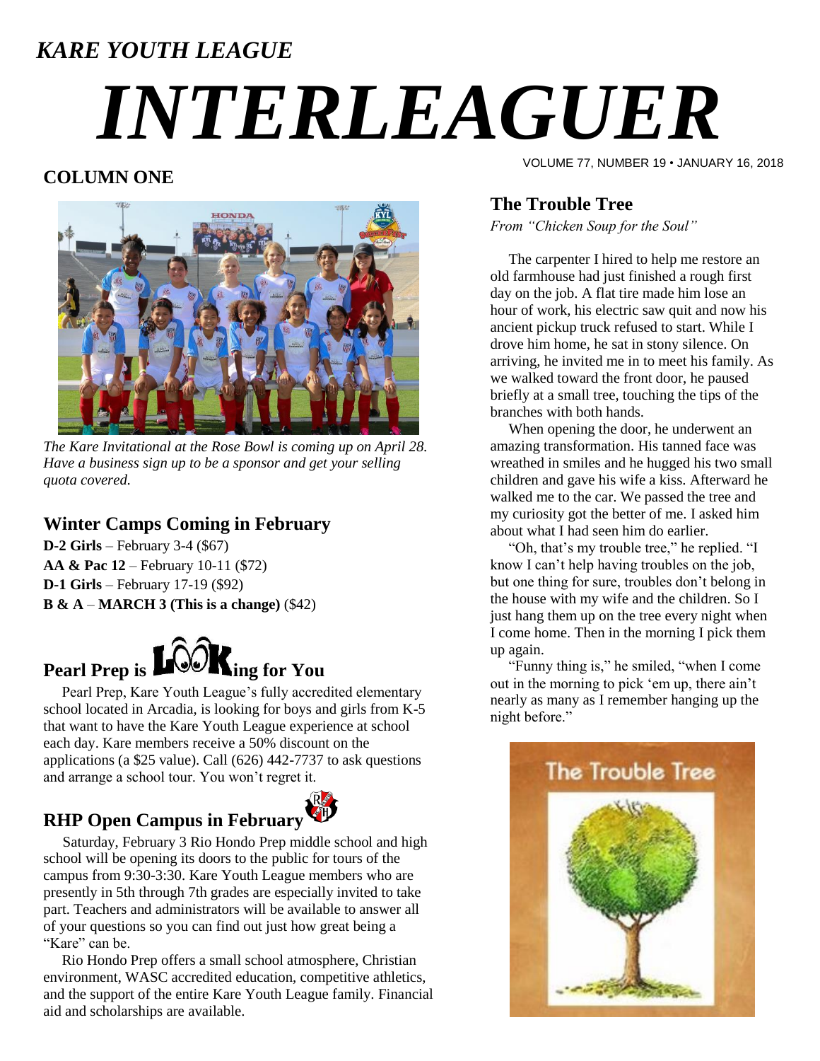*KARE YOUTH LEAGUE*

# *INTERLEAGUER*

VOLUME 77, NUMBER 19 • JANUARY 16, 2018

## COLUMN ONE

*The Kare Invitational at the Rose Bowl is coming up on April 28. Have a business sign up to be a sponsor and get your selling quota covered.*

### Winter Camps Coming in February

**D-2 Girls** – February 3-4 ($67)
**AA & Pac 12** – February 10-11 ($72)
**D-1 Girls** – February 17-19 ($92)
**B & A** – **MARCH 3 (This is a change)** ($42)

### Pearl Prep is LOOKing for You

Pearl Prep, Kare Youth League's fully accredited elementary school located in Arcadia, is looking for boys and girls from K-5 that want to have the Kare Youth League experience at school each day. Kare members receive a 50% discount on the applications (a $25 value). Call (626) 442-7737 to ask questions and arrange a school tour. You won't regret it.

### RHP Open Campus in February

Saturday, February 3 Rio Hondo Prep middle school and high school will be opening its doors to the public for tours of the campus from 9:30-3:30. Kare Youth League members who are presently in 5th through 7th grades are especially invited to take part. Teachers and administrators will be available to answer all of your questions so you can find out just how great being a "Kare" can be.

Rio Hondo Prep offers a small school atmosphere, Christian environment, WASC accredited education, competitive athletics, and the support of the entire Kare Youth League family. Financial aid and scholarships are available.

### The Trouble Tree

*From "Chicken Soup for the Soul"*

The carpenter I hired to help me restore an old farmhouse had just finished a rough first day on the job. A flat tire made him lose an hour of work, his electric saw quit and now his ancient pickup truck refused to start. While I drove him home, he sat in stony silence. On arriving, he invited me in to meet his family. As we walked toward the front door, he paused briefly at a small tree, touching the tips of the branches with both hands.

When opening the door, he underwent an amazing transformation. His tanned face was wreathed in smiles and he hugged his two small children and gave his wife a kiss. Afterward he walked me to the car. We passed the tree and my curiosity got the better of me. I asked him about what I had seen him do earlier.

"Oh, that's my trouble tree," he replied. "I know I can't help having troubles on the job, but one thing for sure, troubles don't belong in the house with my wife and the children. So I just hang them up on the tree every night when I come home. Then in the morning I pick them up again.

"Funny thing is," he smiled, "when I come out in the morning to pick 'em up, there ain't nearly as many as I remember hanging up the night before."